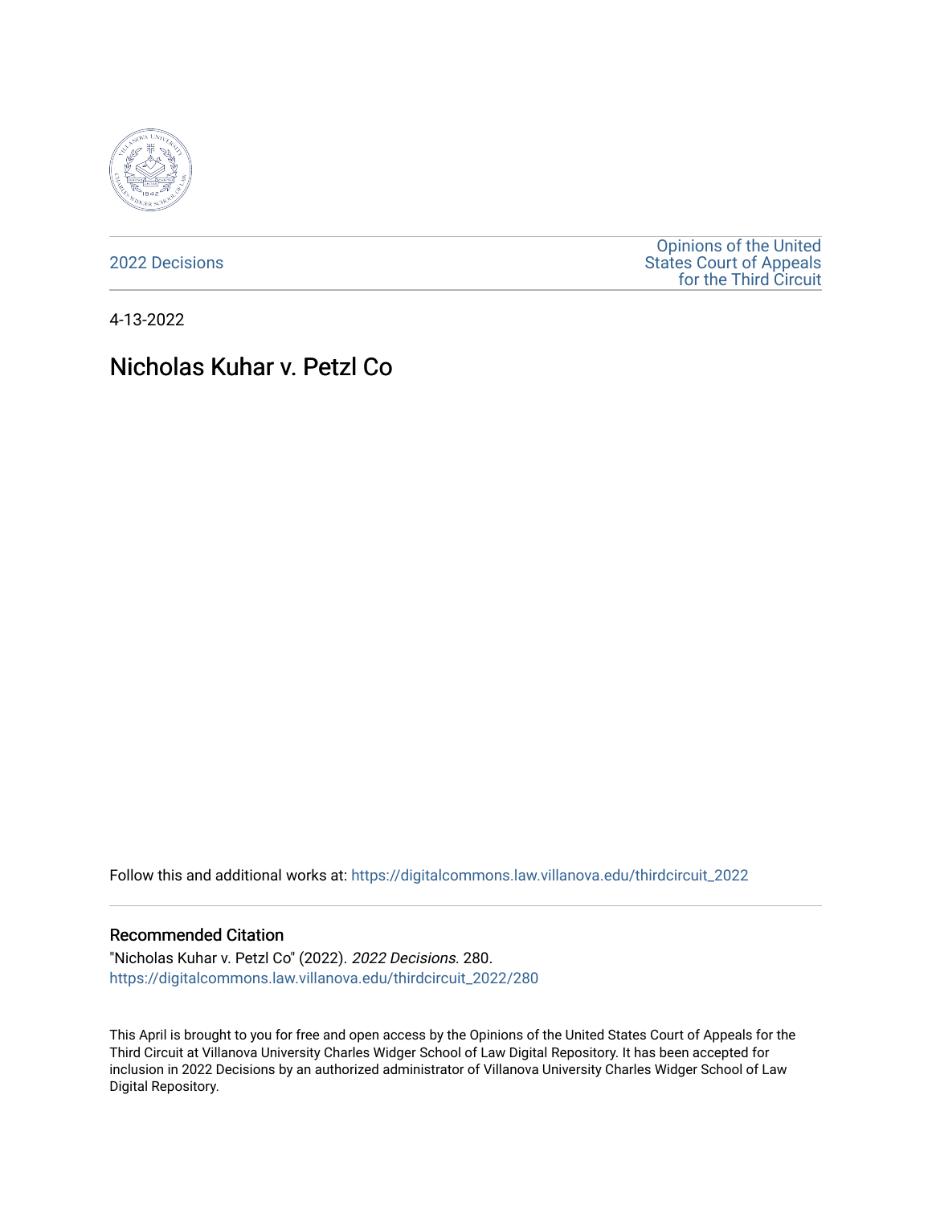2022 Decisions

Opinions of the United States Court of Appeals for the Third Circuit

4-13-2022

# Nicholas Kuhar v. Petzl Co

Follow this and additional works at: https://digitalcommons.law.villanova.edu/thirdcircuit_2022

## Recommended Citation

"Nicholas Kuhar v. Petzl Co" (2022). *2022 Decisions*. 280.
https://digitalcommons.law.villanova.edu/thirdcircuit_2022/280

This April is brought to you for free and open access by the Opinions of the United States Court of Appeals for the Third Circuit at Villanova University Charles Widger School of Law Digital Repository. It has been accepted for inclusion in 2022 Decisions by an authorized administrator of Villanova University Charles Widger School of Law Digital Repository.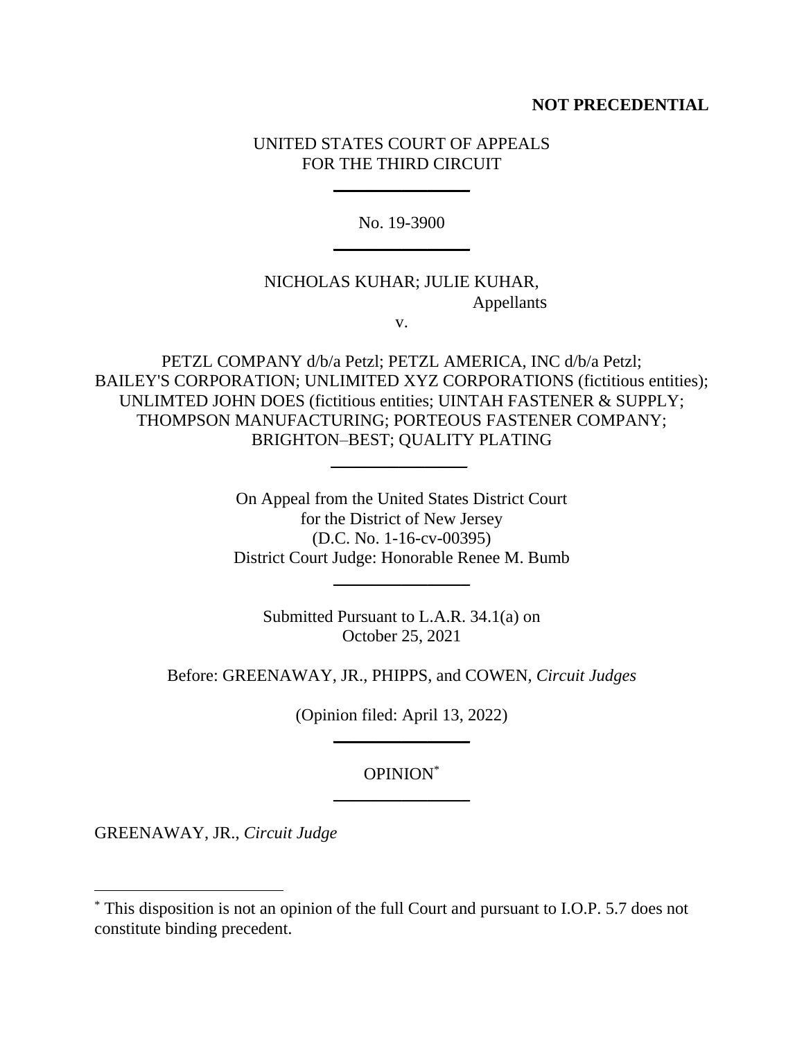**NOT PRECEDENTIAL**

UNITED STATES COURT OF APPEALS
FOR THE THIRD CIRCUIT

---

No. 19-3900

---

NICHOLAS KUHAR; JULIE KUHAR,
Appellants

v.

PETZL COMPANY d/b/a Petzl; PETZL AMERICA, INC d/b/a Petzl;
BAILEY'S CORPORATION; UNLIMITED XYZ CORPORATIONS (fictitious entities);
UNLIMTED JOHN DOES (fictitious entities; UINTAH FASTENER & SUPPLY;
THOMPSON MANUFACTURING; PORTEOUS FASTENER COMPANY;
BRIGHTON–BEST; QUALITY PLATING

---

On Appeal from the United States District Court
for the District of New Jersey
(D.C. No. 1-16-cv-00395)
District Court Judge: Honorable Renee M. Bumb

---

Submitted Pursuant to L.A.R. 34.1(a) on
October 25, 2021

Before: GREENAWAY, JR., PHIPPS, and COWEN, *Circuit Judges*

(Opinion filed: April 13, 2022)

---

OPINION[*]

---

GREENAWAY, JR., *Circuit Judge*

---

[*] This disposition is not an opinion of the full Court and pursuant to I.O.P. 5.7 does not constitute binding precedent.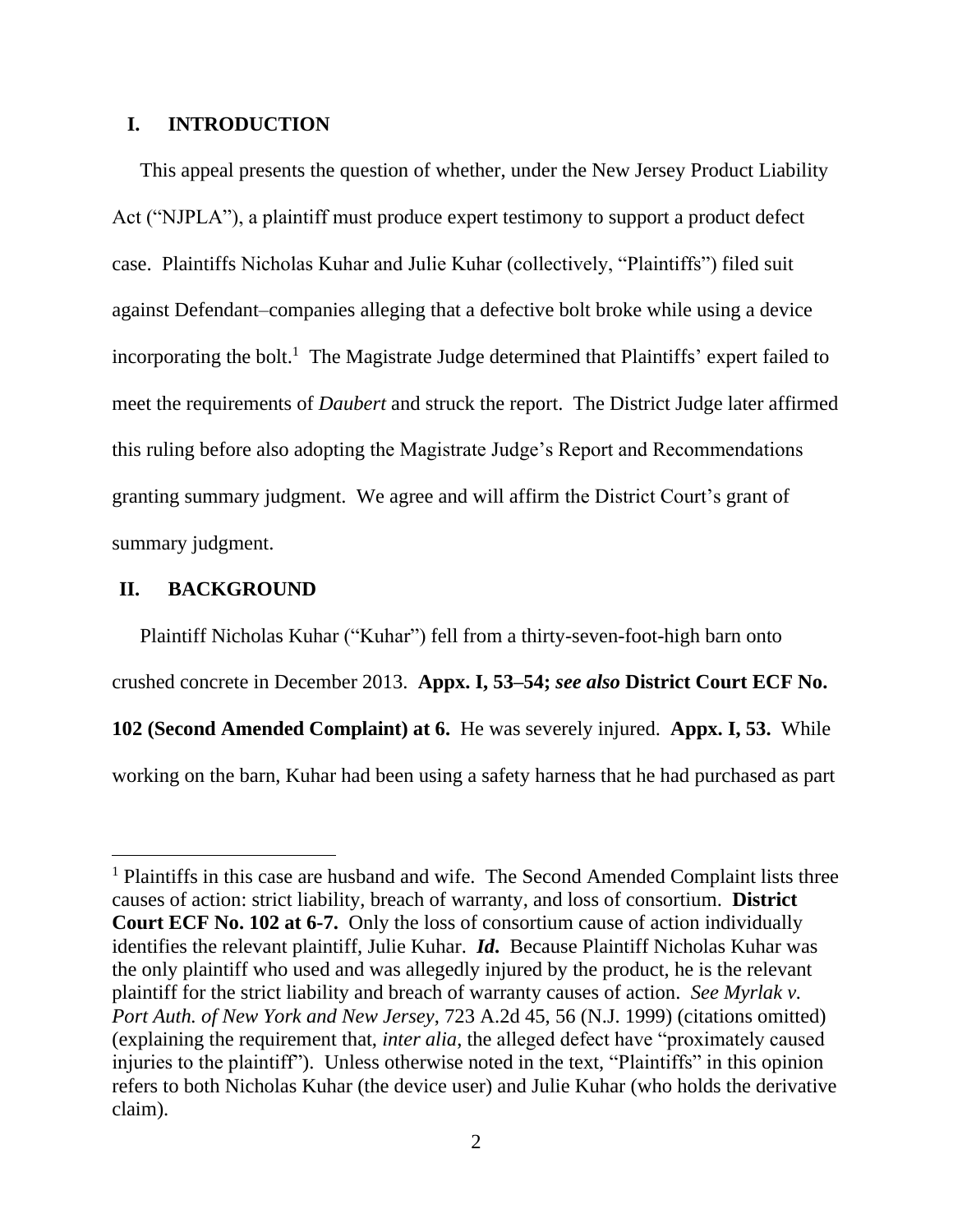## I. INTRODUCTION

This appeal presents the question of whether, under the New Jersey Product Liability Act ("NJPLA"), a plaintiff must produce expert testimony to support a product defect case. Plaintiffs Nicholas Kuhar and Julie Kuhar (collectively, "Plaintiffs") filed suit against Defendant–companies alleging that a defective bolt broke while using a device incorporating the bolt.[1] The Magistrate Judge determined that Plaintiffs' expert failed to meet the requirements of *Daubert* and struck the report. The District Judge later affirmed this ruling before also adopting the Magistrate Judge's Report and Recommendations granting summary judgment. We agree and will affirm the District Court's grant of summary judgment.

## II. BACKGROUND

Plaintiff Nicholas Kuhar ("Kuhar") fell from a thirty-seven-foot-high barn onto crushed concrete in December 2013. **Appx. I, 53–54; *see also* District Court ECF No. 102 (Second Amended Complaint) at 6.** He was severely injured. **Appx. I, 53.** While working on the barn, Kuhar had been using a safety harness that he had purchased as part

---

[1] Plaintiffs in this case are husband and wife. The Second Amended Complaint lists three causes of action: strict liability, breach of warranty, and loss of consortium. **District Court ECF No. 102 at 6-7.** Only the loss of consortium cause of action individually identifies the relevant plaintiff, Julie Kuhar. ***Id.*** Because Plaintiff Nicholas Kuhar was the only plaintiff who used and was allegedly injured by the product, he is the relevant plaintiff for the strict liability and breach of warranty causes of action. *See Myrlak v. Port Auth. of New York and New Jersey*, 723 A.2d 45, 56 (N.J. 1999) (citations omitted) (explaining the requirement that, *inter alia*, the alleged defect have "proximately caused injuries to the plaintiff"). Unless otherwise noted in the text, "Plaintiffs" in this opinion refers to both Nicholas Kuhar (the device user) and Julie Kuhar (who holds the derivative claim).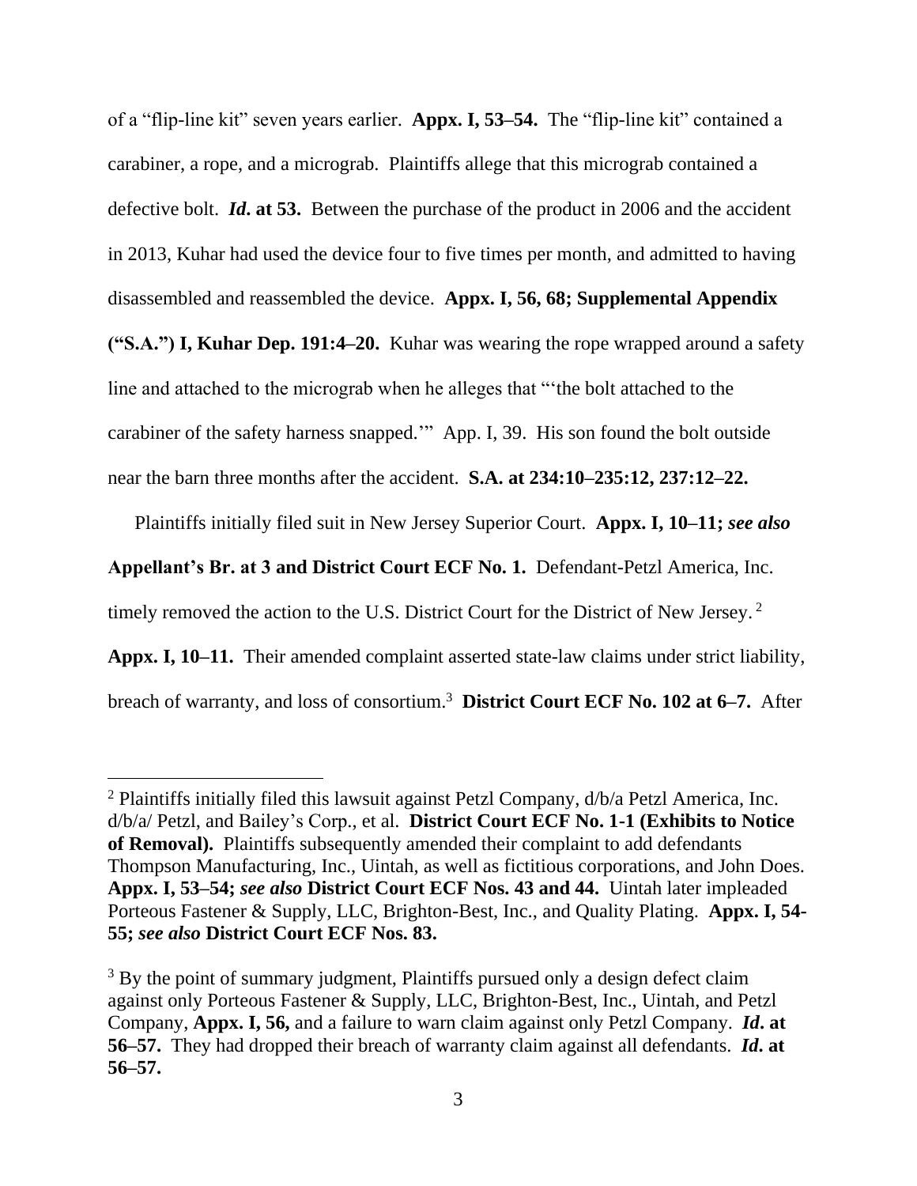of a "flip-line kit" seven years earlier. **Appx. I, 53–54.** The "flip-line kit" contained a carabiner, a rope, and a micrograb. Plaintiffs allege that this micrograb contained a defective bolt. ***Id*. at 53.** Between the purchase of the product in 2006 and the accident in 2013, Kuhar had used the device four to five times per month, and admitted to having disassembled and reassembled the device. **Appx. I, 56, 68; Supplemental Appendix ("S.A.") I, Kuhar Dep. 191:4–20.** Kuhar was wearing the rope wrapped around a safety line and attached to the micrograb when he alleges that "'the bolt attached to the carabiner of the safety harness snapped.'" App. I, 39. His son found the bolt outside near the barn three months after the accident. **S.A. at 234:10–235:12, 237:12–22.**

Plaintiffs initially filed suit in New Jersey Superior Court. **Appx. I, 10–11; *see also* Appellant's Br. at 3 and District Court ECF No. 1.** Defendant-Petzl America, Inc. timely removed the action to the U.S. District Court for the District of New Jersey.[2] **Appx. I, 10–11.** Their amended complaint asserted state-law claims under strict liability, breach of warranty, and loss of consortium.[3] **District Court ECF No. 102 at 6–7.** After

---

[2] Plaintiffs initially filed this lawsuit against Petzl Company, d/b/a Petzl America, Inc. d/b/a/ Petzl, and Bailey's Corp., et al. **District Court ECF No. 1-1 (Exhibits to Notice of Removal).** Plaintiffs subsequently amended their complaint to add defendants Thompson Manufacturing, Inc., Uintah, as well as fictitious corporations, and John Does. **Appx. I, 53–54; *see also* District Court ECF Nos. 43 and 44.** Uintah later impleaded Porteous Fastener & Supply, LLC, Brighton-Best, Inc., and Quality Plating. **Appx. I, 54-55; *see also* District Court ECF Nos. 83.**

[3] By the point of summary judgment, Plaintiffs pursued only a design defect claim against only Porteous Fastener & Supply, LLC, Brighton-Best, Inc., Uintah, and Petzl Company, **Appx. I, 56,** and a failure to warn claim against only Petzl Company. ***Id*. at 56–57.** They had dropped their breach of warranty claim against all defendants. ***Id*. at 56–57.**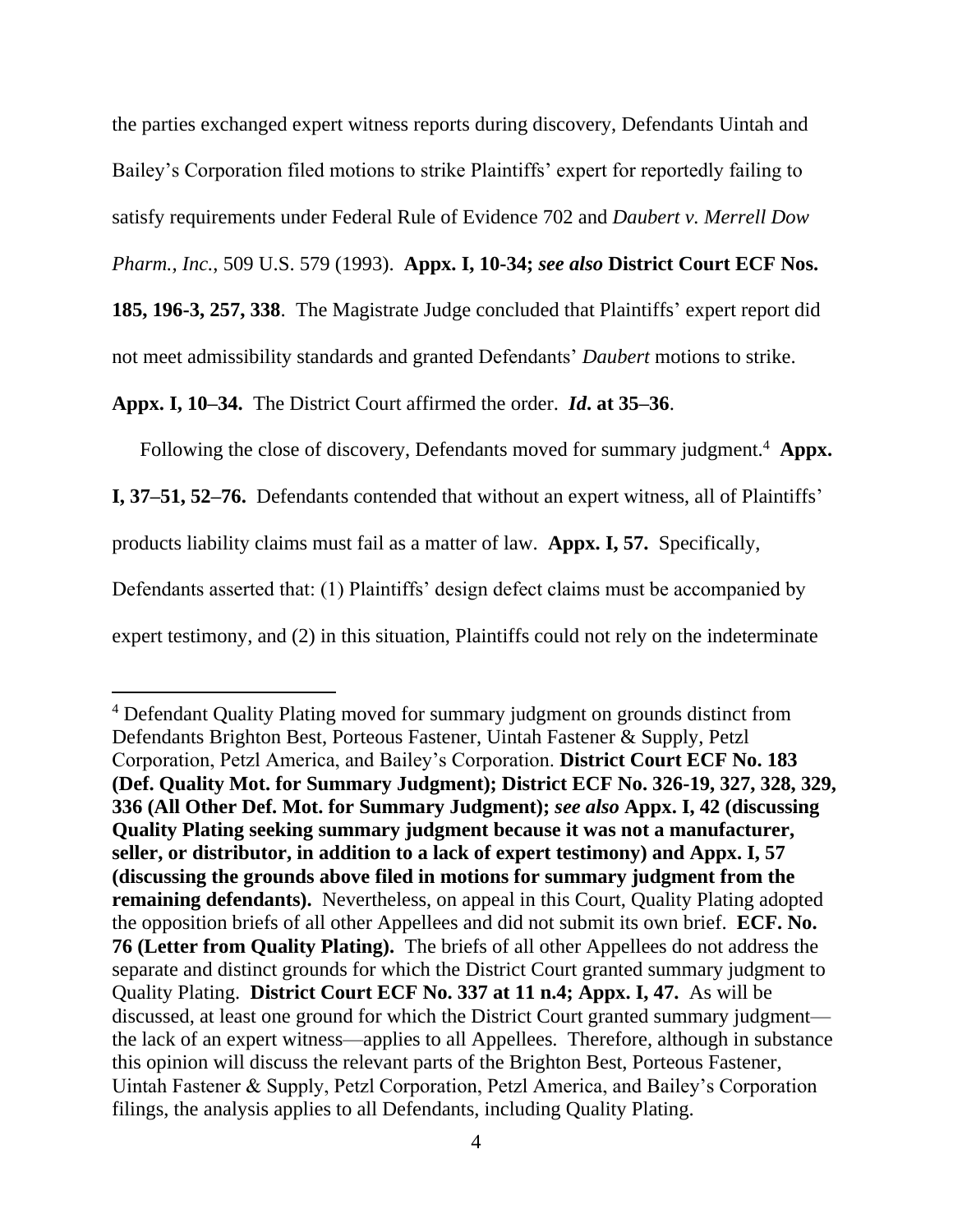the parties exchanged expert witness reports during discovery, Defendants Uintah and Bailey's Corporation filed motions to strike Plaintiffs' expert for reportedly failing to satisfy requirements under Federal Rule of Evidence 702 and *Daubert v. Merrell Dow Pharm., Inc.*, 509 U.S. 579 (1993). **Appx. I, 10-34; *see also* District Court ECF Nos. 185, 196-3, 257, 338**. The Magistrate Judge concluded that Plaintiffs' expert report did not meet admissibility standards and granted Defendants' *Daubert* motions to strike. **Appx. I, 10–34.** The District Court affirmed the order. ***Id*. at 35–36**.

Following the close of discovery, Defendants moved for summary judgment.[4] **Appx. I, 37–51, 52–76.** Defendants contended that without an expert witness, all of Plaintiffs' products liability claims must fail as a matter of law. **Appx. I, 57.** Specifically, Defendants asserted that: (1) Plaintiffs' design defect claims must be accompanied by expert testimony, and (2) in this situation, Plaintiffs could not rely on the indeterminate

---

[4] Defendant Quality Plating moved for summary judgment on grounds distinct from Defendants Brighton Best, Porteous Fastener, Uintah Fastener & Supply, Petzl Corporation, Petzl America, and Bailey's Corporation. **District Court ECF No. 183 (Def. Quality Mot. for Summary Judgment); District ECF No. 326-19, 327, 328, 329, 336 (All Other Def. Mot. for Summary Judgment); *see also* Appx. I, 42 (discussing Quality Plating seeking summary judgment because it was not a manufacturer, seller, or distributor, in addition to a lack of expert testimony) and Appx. I, 57 (discussing the grounds above filed in motions for summary judgment from the remaining defendants).** Nevertheless, on appeal in this Court, Quality Plating adopted the opposition briefs of all other Appellees and did not submit its own brief. **ECF. No. 76 (Letter from Quality Plating).** The briefs of all other Appellees do not address the separate and distinct grounds for which the District Court granted summary judgment to Quality Plating. **District Court ECF No. 337 at 11 n.4; Appx. I, 47.** As will be discussed, at least one ground for which the District Court granted summary judgment—the lack of an expert witness—applies to all Appellees. Therefore, although in substance this opinion will discuss the relevant parts of the Brighton Best, Porteous Fastener, Uintah Fastener & Supply, Petzl Corporation, Petzl America, and Bailey's Corporation filings, the analysis applies to all Defendants, including Quality Plating.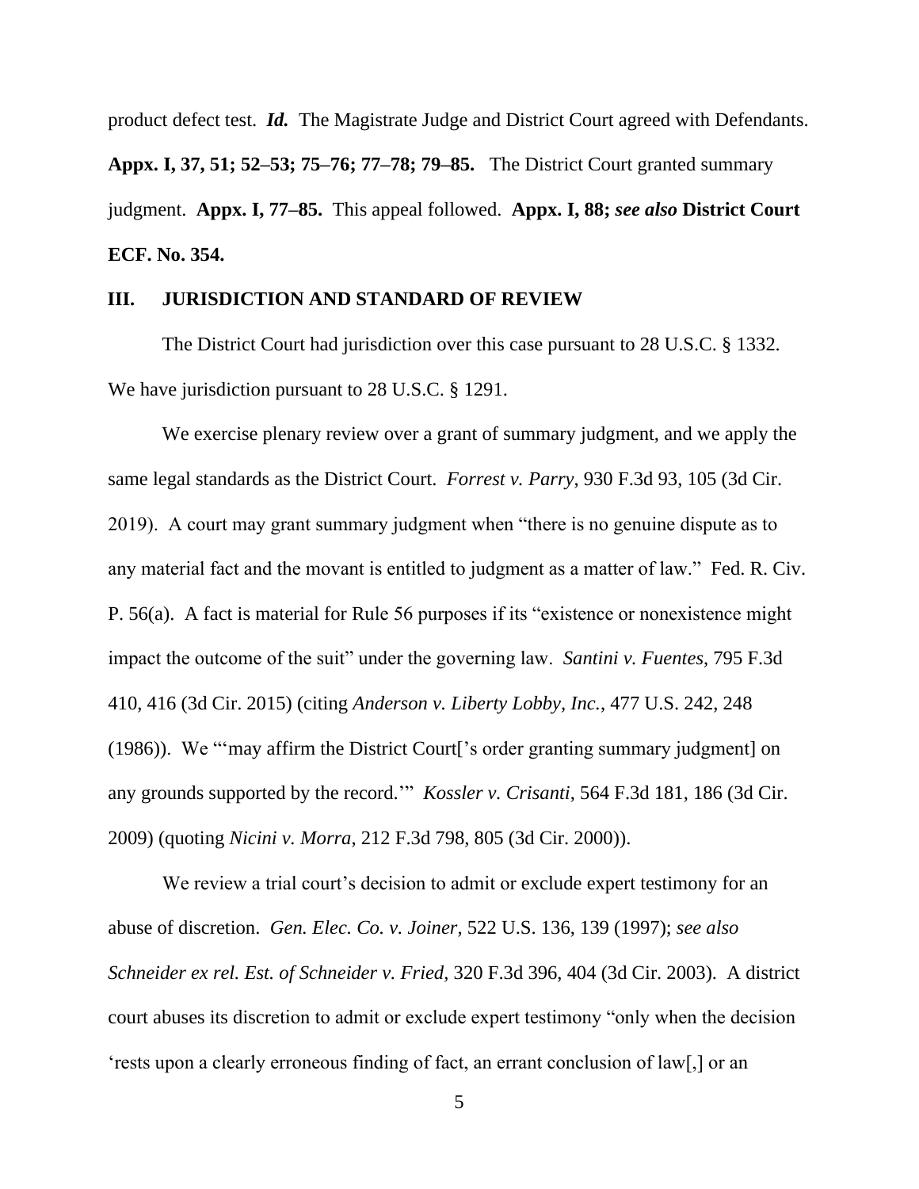product defect test. ***Id.*** The Magistrate Judge and District Court agreed with Defendants. **Appx. I, 37, 51; 52–53; 75–76; 77–78; 79–85.** The District Court granted summary judgment. **Appx. I, 77–85.** This appeal followed. **Appx. I, 88; *see also* District Court ECF. No. 354.**

## III. JURISDICTION AND STANDARD OF REVIEW

The District Court had jurisdiction over this case pursuant to 28 U.S.C. § 1332. We have jurisdiction pursuant to 28 U.S.C. § 1291.

We exercise plenary review over a grant of summary judgment, and we apply the same legal standards as the District Court. *Forrest v. Parry*, 930 F.3d 93, 105 (3d Cir. 2019). A court may grant summary judgment when "there is no genuine dispute as to any material fact and the movant is entitled to judgment as a matter of law." Fed. R. Civ. P. 56(a). A fact is material for Rule 56 purposes if its "existence or nonexistence might impact the outcome of the suit" under the governing law. *Santini v. Fuentes*, 795 F.3d 410, 416 (3d Cir. 2015) (citing *Anderson v. Liberty Lobby, Inc.*, 477 U.S. 242, 248 (1986)). We "'may affirm the District Court['s order granting summary judgment] on any grounds supported by the record.'" *Kossler v. Crisanti*, 564 F.3d 181, 186 (3d Cir. 2009) (quoting *Nicini v. Morra*, 212 F.3d 798, 805 (3d Cir. 2000)).

We review a trial court's decision to admit or exclude expert testimony for an abuse of discretion. *Gen. Elec. Co. v. Joiner*, 522 U.S. 136, 139 (1997); *see also Schneider ex rel. Est. of Schneider v. Fried*, 320 F.3d 396, 404 (3d Cir. 2003). A district court abuses its discretion to admit or exclude expert testimony "only when the decision 'rests upon a clearly erroneous finding of fact, an errant conclusion of law[,] or an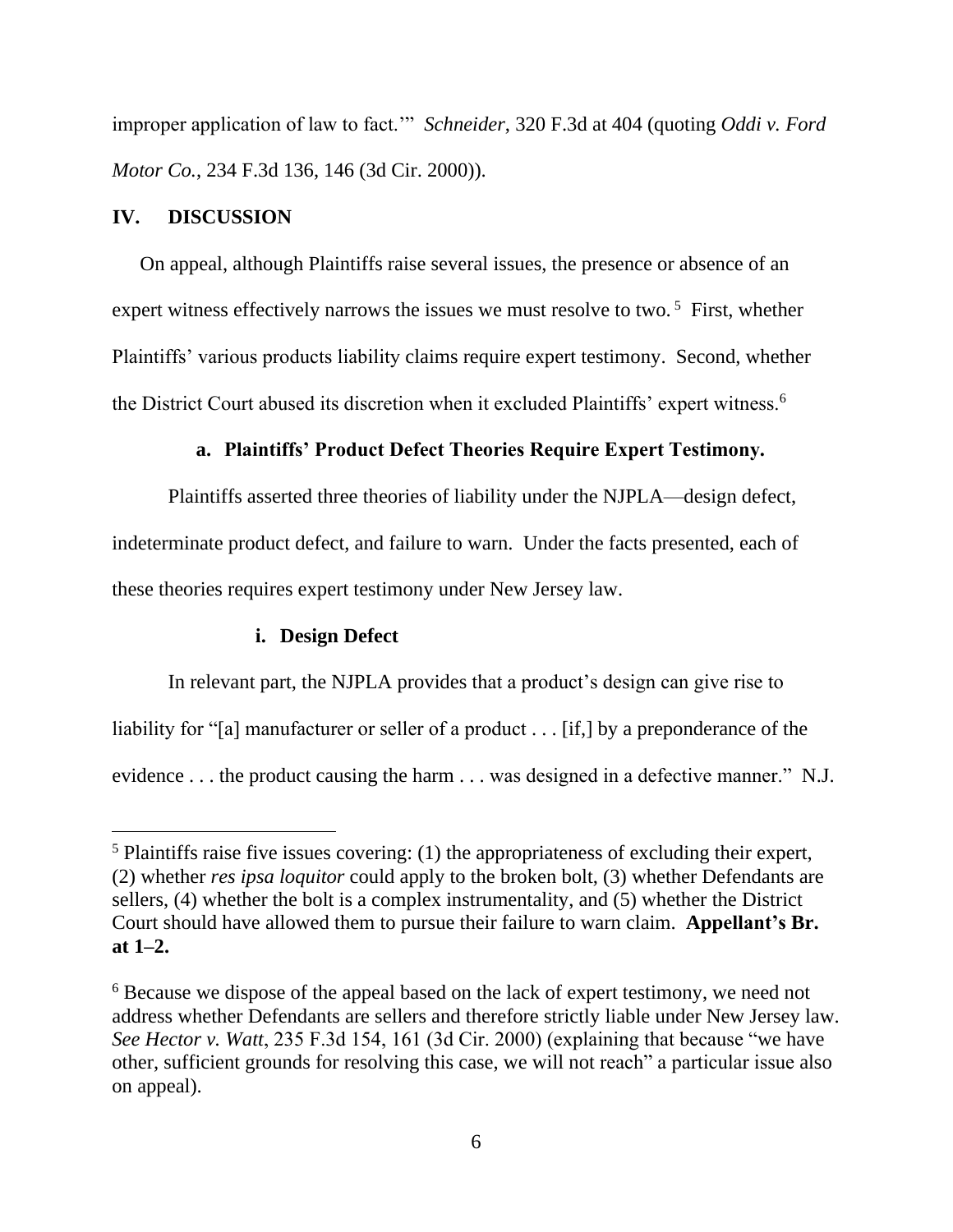improper application of law to fact.'" *Schneider*, 320 F.3d at 404 (quoting *Oddi v. Ford Motor Co.*, 234 F.3d 136, 146 (3d Cir. 2000)).

## IV. DISCUSSION

On appeal, although Plaintiffs raise several issues, the presence or absence of an expert witness effectively narrows the issues we must resolve to two.[5] First, whether Plaintiffs' various products liability claims require expert testimony. Second, whether the District Court abused its discretion when it excluded Plaintiffs' expert witness.[6]

### a. Plaintiffs' Product Defect Theories Require Expert Testimony.

Plaintiffs asserted three theories of liability under the NJPLA—design defect, indeterminate product defect, and failure to warn. Under the facts presented, each of these theories requires expert testimony under New Jersey law.

#### i. Design Defect

In relevant part, the NJPLA provides that a product's design can give rise to liability for "[a] manufacturer or seller of a product . . . [if,] by a preponderance of the evidence . . . the product causing the harm . . . was designed in a defective manner." N.J.

---

[5] Plaintiffs raise five issues covering: (1) the appropriateness of excluding their expert, (2) whether *res ipsa loquitor* could apply to the broken bolt, (3) whether Defendants are sellers, (4) whether the bolt is a complex instrumentality, and (5) whether the District Court should have allowed them to pursue their failure to warn claim. **Appellant's Br. at 1–2.**

[6] Because we dispose of the appeal based on the lack of expert testimony, we need not address whether Defendants are sellers and therefore strictly liable under New Jersey law. *See Hector v. Watt*, 235 F.3d 154, 161 (3d Cir. 2000) (explaining that because "we have other, sufficient grounds for resolving this case, we will not reach" a particular issue also on appeal).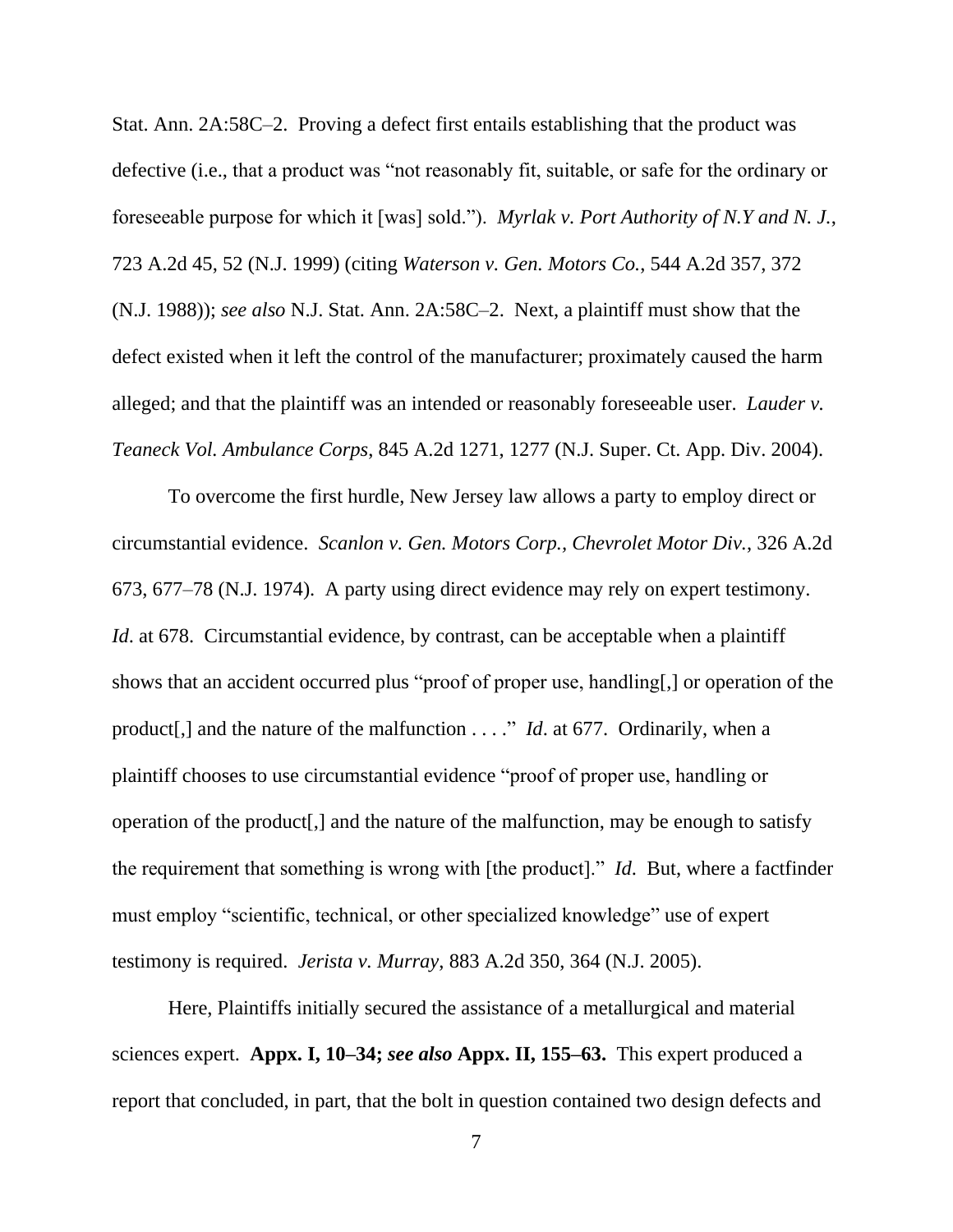Stat. Ann. 2A:58C–2. Proving a defect first entails establishing that the product was defective (i.e., that a product was "not reasonably fit, suitable, or safe for the ordinary or foreseeable purpose for which it [was] sold."). *Myrlak v. Port Authority of N.Y and N. J.*, 723 A.2d 45, 52 (N.J. 1999) (citing *Waterson v. Gen. Motors Co.*, 544 A.2d 357, 372 (N.J. 1988)); *see also* N.J. Stat. Ann. 2A:58C–2. Next, a plaintiff must show that the defect existed when it left the control of the manufacturer; proximately caused the harm alleged; and that the plaintiff was an intended or reasonably foreseeable user. *Lauder v. Teaneck Vol. Ambulance Corps*, 845 A.2d 1271, 1277 (N.J. Super. Ct. App. Div. 2004).

To overcome the first hurdle, New Jersey law allows a party to employ direct or circumstantial evidence. *Scanlon v. Gen. Motors Corp., Chevrolet Motor Div.*, 326 A.2d 673, 677–78 (N.J. 1974). A party using direct evidence may rely on expert testimony. *Id*. at 678. Circumstantial evidence, by contrast, can be acceptable when a plaintiff shows that an accident occurred plus "proof of proper use, handling[,] or operation of the product[,] and the nature of the malfunction . . . ." *Id*. at 677. Ordinarily, when a plaintiff chooses to use circumstantial evidence "proof of proper use, handling or operation of the product[,] and the nature of the malfunction, may be enough to satisfy the requirement that something is wrong with [the product]." *Id*. But, where a factfinder must employ "scientific, technical, or other specialized knowledge" use of expert testimony is required. *Jerista v. Murray*, 883 A.2d 350, 364 (N.J. 2005).

Here, Plaintiffs initially secured the assistance of a metallurgical and material sciences expert. **Appx. I, 10–34; *see also* Appx. II, 155–63.** This expert produced a report that concluded, in part, that the bolt in question contained two design defects and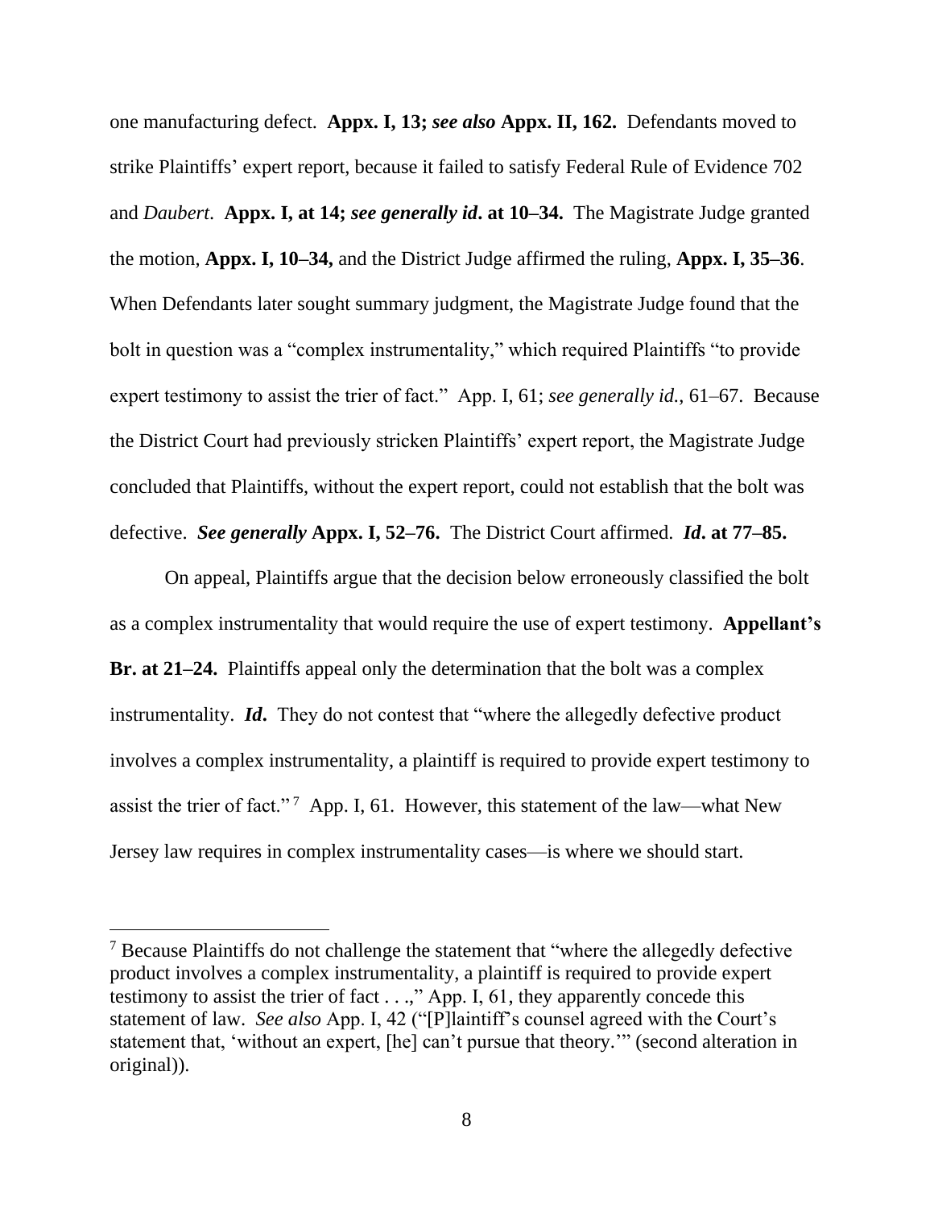one manufacturing defect. **Appx. I, 13;** ***see also*** **Appx. II, 162.** Defendants moved to strike Plaintiffs' expert report, because it failed to satisfy Federal Rule of Evidence 702 and *Daubert*. **Appx. I, at 14;** ***see generally id*****. at 10–34.** The Magistrate Judge granted the motion, **Appx. I, 10–34,** and the District Judge affirmed the ruling, **Appx. I, 35–36**. When Defendants later sought summary judgment, the Magistrate Judge found that the bolt in question was a "complex instrumentality," which required Plaintiffs "to provide expert testimony to assist the trier of fact." App. I, 61; *see generally id.*, 61–67. Because the District Court had previously stricken Plaintiffs' expert report, the Magistrate Judge concluded that Plaintiffs, without the expert report, could not establish that the bolt was defective. ***See generally*** **Appx. I, 52–76.** The District Court affirmed. ***Id*****. at 77–85.**

On appeal, Plaintiffs argue that the decision below erroneously classified the bolt as a complex instrumentality that would require the use of expert testimony. **Appellant's Br. at 21–24.** Plaintiffs appeal only the determination that the bolt was a complex instrumentality. ***Id*****.** They do not contest that "where the allegedly defective product involves a complex instrumentality, a plaintiff is required to provide expert testimony to assist the trier of fact."[7] App. I, 61. However, this statement of the law—what New Jersey law requires in complex instrumentality cases—is where we should start.

---

[7] Because Plaintiffs do not challenge the statement that "where the allegedly defective product involves a complex instrumentality, a plaintiff is required to provide expert testimony to assist the trier of fact . . .," App. I, 61, they apparently concede this statement of law. *See also* App. I, 42 ("[P]laintiff's counsel agreed with the Court's statement that, 'without an expert, [he] can't pursue that theory.'" (second alteration in original)).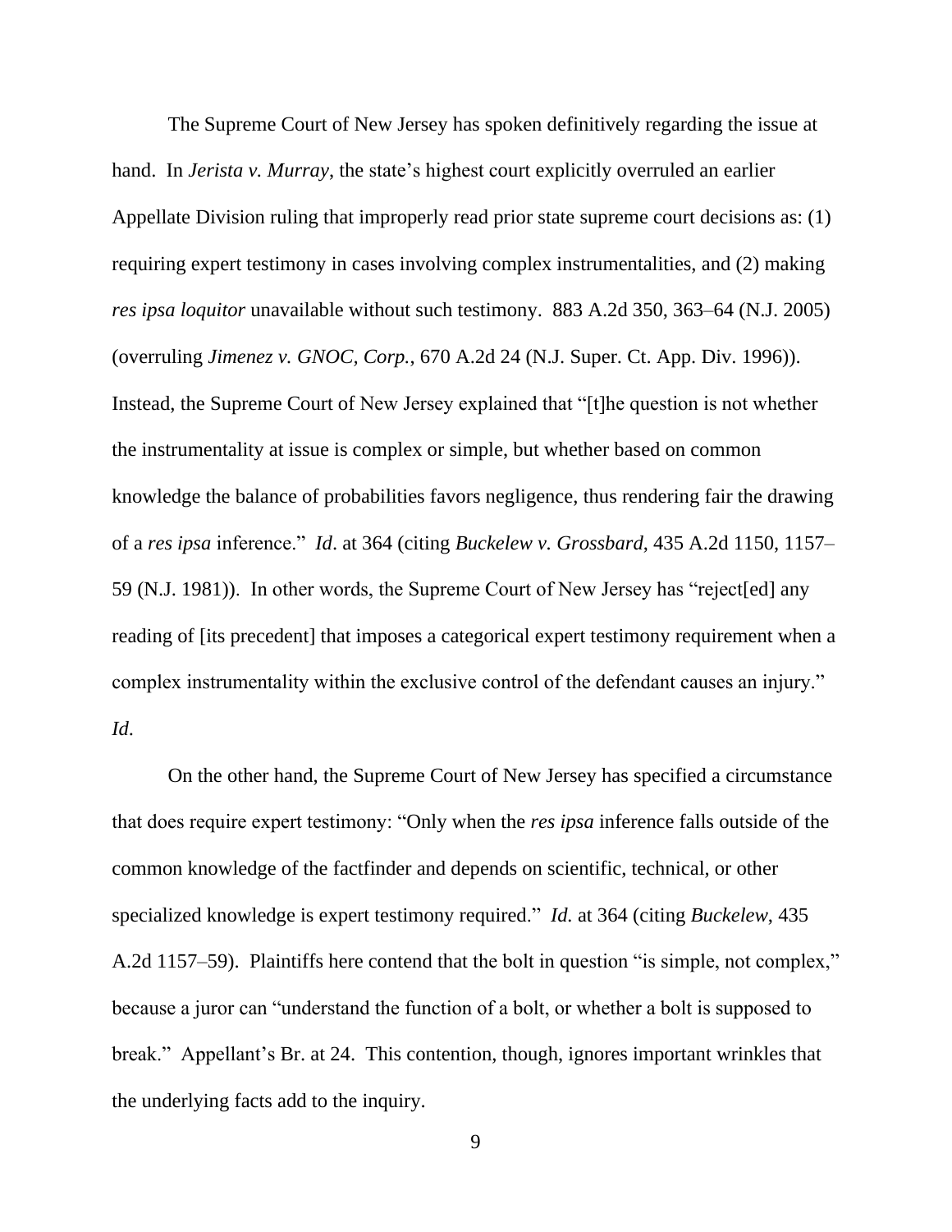The Supreme Court of New Jersey has spoken definitively regarding the issue at hand. In *Jerista v. Murray*, the state's highest court explicitly overruled an earlier Appellate Division ruling that improperly read prior state supreme court decisions as: (1) requiring expert testimony in cases involving complex instrumentalities, and (2) making *res ipsa loquitor* unavailable without such testimony. 883 A.2d 350, 363–64 (N.J. 2005) (overruling *Jimenez v. GNOC, Corp.*, 670 A.2d 24 (N.J. Super. Ct. App. Div. 1996)). Instead, the Supreme Court of New Jersey explained that "[t]he question is not whether the instrumentality at issue is complex or simple, but whether based on common knowledge the balance of probabilities favors negligence, thus rendering fair the drawing of a *res ipsa* inference." *Id*. at 364 (citing *Buckelew v. Grossbard*, 435 A.2d 1150, 1157–59 (N.J. 1981)). In other words, the Supreme Court of New Jersey has "reject[ed] any reading of [its precedent] that imposes a categorical expert testimony requirement when a complex instrumentality within the exclusive control of the defendant causes an injury." *Id.*

On the other hand, the Supreme Court of New Jersey has specified a circumstance that does require expert testimony: "Only when the *res ipsa* inference falls outside of the common knowledge of the factfinder and depends on scientific, technical, or other specialized knowledge is expert testimony required." *Id.* at 364 (citing *Buckelew*, 435 A.2d 1157–59). Plaintiffs here contend that the bolt in question "is simple, not complex," because a juror can "understand the function of a bolt, or whether a bolt is supposed to break." Appellant's Br. at 24. This contention, though, ignores important wrinkles that the underlying facts add to the inquiry.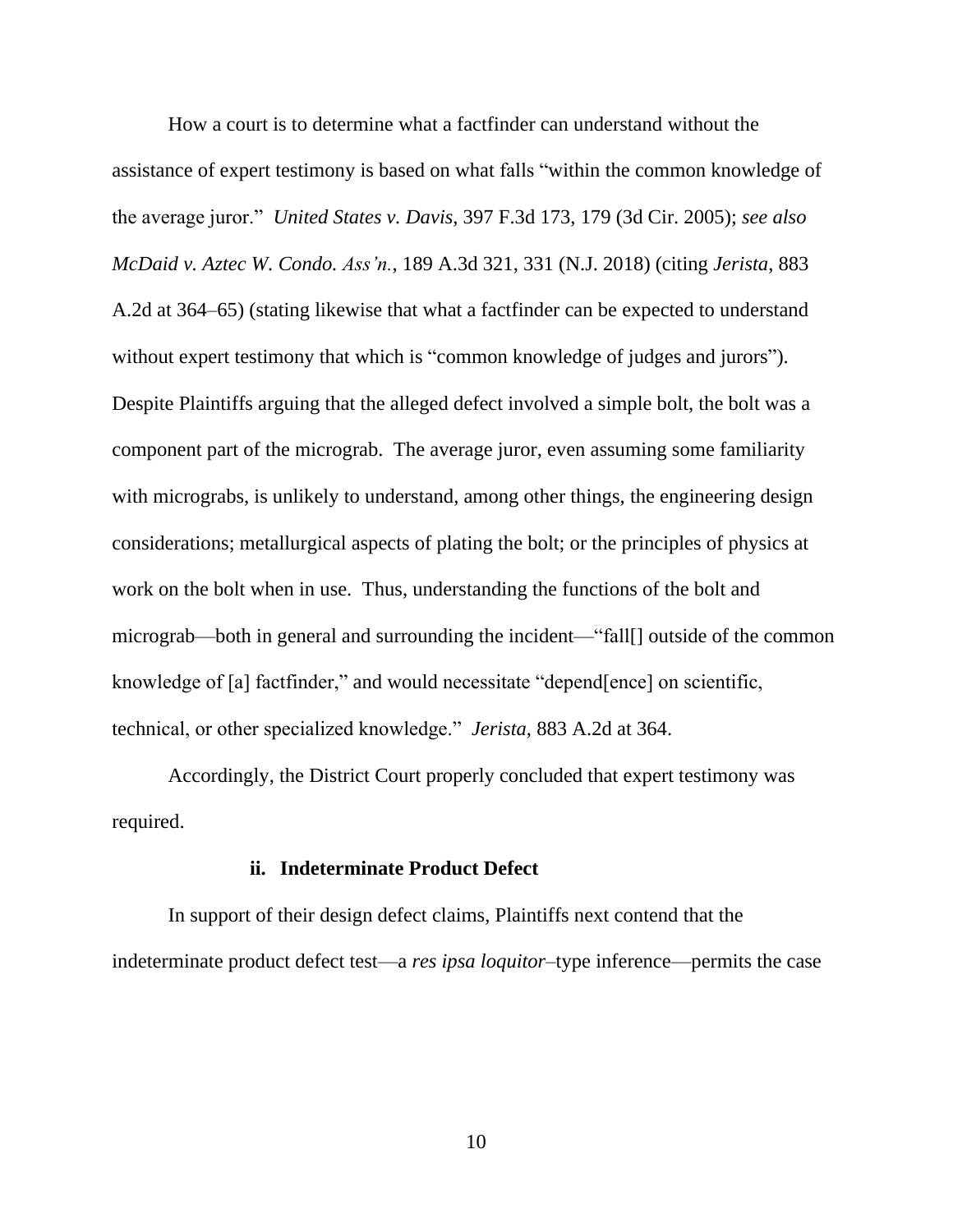How a court is to determine what a factfinder can understand without the assistance of expert testimony is based on what falls "within the common knowledge of the average juror." *United States v. Davis*, 397 F.3d 173, 179 (3d Cir. 2005); *see also McDaid v. Aztec W. Condo. Ass'n.*, 189 A.3d 321, 331 (N.J. 2018) (citing *Jerista*, 883 A.2d at 364–65) (stating likewise that what a factfinder can be expected to understand without expert testimony that which is "common knowledge of judges and jurors"). Despite Plaintiffs arguing that the alleged defect involved a simple bolt, the bolt was a component part of the micrograb. The average juror, even assuming some familiarity with micrograbs, is unlikely to understand, among other things, the engineering design considerations; metallurgical aspects of plating the bolt; or the principles of physics at work on the bolt when in use. Thus, understanding the functions of the bolt and micrograb—both in general and surrounding the incident—"fall[] outside of the common knowledge of [a] factfinder," and would necessitate "depend[ence] on scientific, technical, or other specialized knowledge." *Jerista*, 883 A.2d at 364.

Accordingly, the District Court properly concluded that expert testimony was required.

#### ii. Indeterminate Product Defect

In support of their design defect claims, Plaintiffs next contend that the indeterminate product defect test—a *res ipsa loquitor*–type inference—permits the case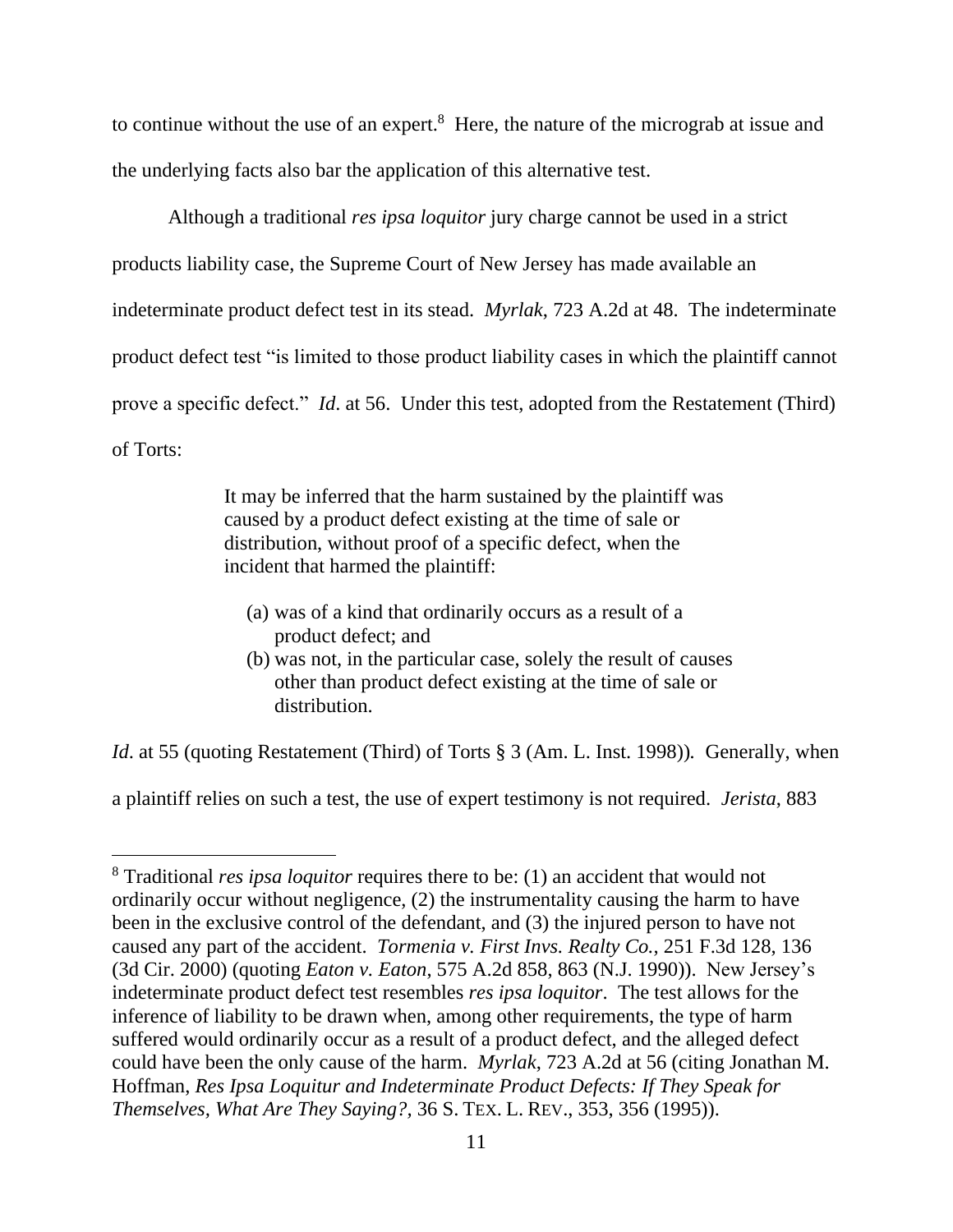to continue without the use of an expert.[8] Here, the nature of the micrograb at issue and the underlying facts also bar the application of this alternative test.

Although a traditional *res ipsa loquitor* jury charge cannot be used in a strict products liability case, the Supreme Court of New Jersey has made available an indeterminate product defect test in its stead. *Myrlak*, 723 A.2d at 48. The indeterminate product defect test "is limited to those product liability cases in which the plaintiff cannot prove a specific defect." *Id*. at 56. Under this test, adopted from the Restatement (Third) of Torts:

> It may be inferred that the harm sustained by the plaintiff was caused by a product defect existing at the time of sale or distribution, without proof of a specific defect, when the incident that harmed the plaintiff:
>
> (a) was of a kind that ordinarily occurs as a result of a product defect; and
> (b) was not, in the particular case, solely the result of causes other than product defect existing at the time of sale or distribution.

*Id*. at 55 (quoting Restatement (Third) of Torts § 3 (Am. L. Inst. 1998)). Generally, when a plaintiff relies on such a test, the use of expert testimony is not required. *Jerista*, 883

---

[8] Traditional *res ipsa loquitor* requires there to be: (1) an accident that would not ordinarily occur without negligence, (2) the instrumentality causing the harm to have been in the exclusive control of the defendant, and (3) the injured person to have not caused any part of the accident. *Tormenia v. First Invs. Realty Co.*, 251 F.3d 128, 136 (3d Cir. 2000) (quoting *Eaton v. Eaton*, 575 A.2d 858, 863 (N.J. 1990)). New Jersey's indeterminate product defect test resembles *res ipsa loquitor*. The test allows for the inference of liability to be drawn when, among other requirements, the type of harm suffered would ordinarily occur as a result of a product defect, and the alleged defect could have been the only cause of the harm. *Myrlak*, 723 A.2d at 56 (citing Jonathan M. Hoffman, *Res Ipsa Loquitur and Indeterminate Product Defects: If They Speak for Themselves, What Are They Saying?*, 36 S. TEX. L. REV., 353, 356 (1995)).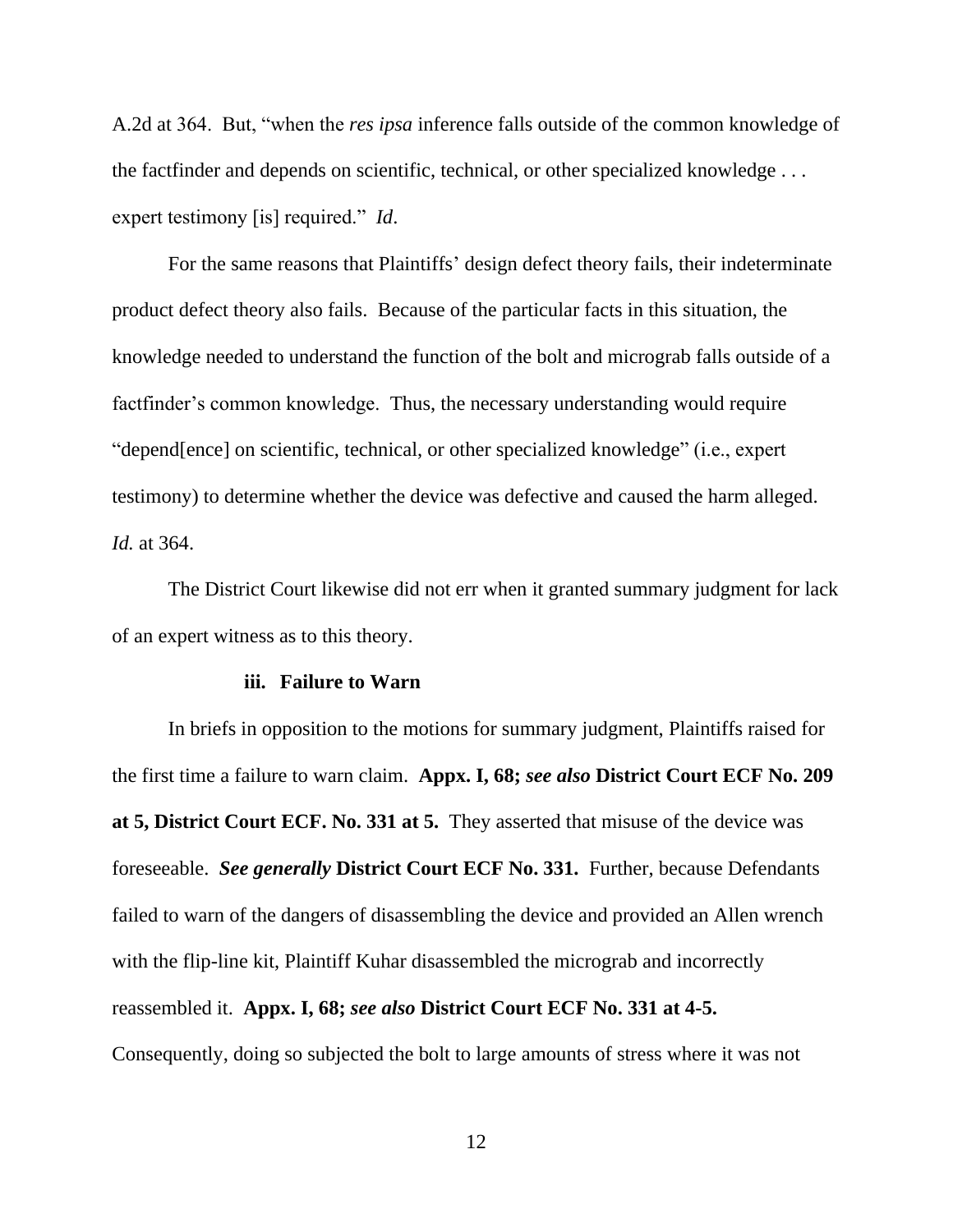A.2d at 364. But, "when the *res ipsa* inference falls outside of the common knowledge of the factfinder and depends on scientific, technical, or other specialized knowledge . . . expert testimony [is] required." *Id*.

For the same reasons that Plaintiffs' design defect theory fails, their indeterminate product defect theory also fails. Because of the particular facts in this situation, the knowledge needed to understand the function of the bolt and micrograb falls outside of a factfinder's common knowledge. Thus, the necessary understanding would require "depend[ence] on scientific, technical, or other specialized knowledge" (i.e., expert testimony) to determine whether the device was defective and caused the harm alleged. *Id.* at 364.

The District Court likewise did not err when it granted summary judgment for lack of an expert witness as to this theory.

**iii. Failure to Warn**

In briefs in opposition to the motions for summary judgment, Plaintiffs raised for the first time a failure to warn claim. **Appx. I, 68; *see also* District Court ECF No. 209 at 5, District Court ECF. No. 331 at 5.** They asserted that misuse of the device was foreseeable. ***See generally* District Court ECF No. 331.** Further, because Defendants failed to warn of the dangers of disassembling the device and provided an Allen wrench with the flip-line kit, Plaintiff Kuhar disassembled the micrograb and incorrectly reassembled it. **Appx. I, 68; *see also* District Court ECF No. 331 at 4-5.** Consequently, doing so subjected the bolt to large amounts of stress where it was not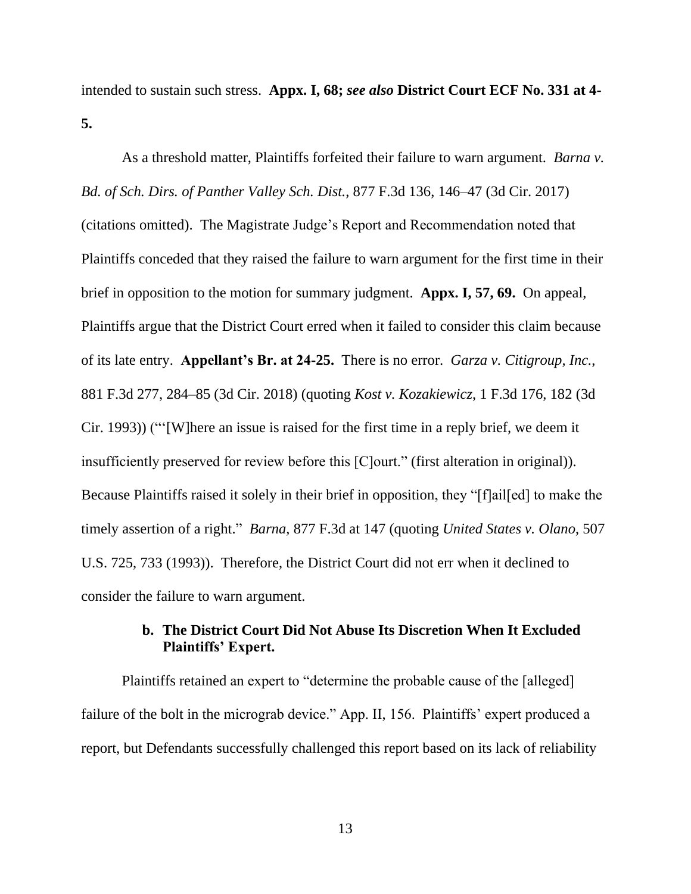intended to sustain such stress. **Appx. I, 68;** ***see also*** **District Court ECF No. 331 at 4-5.**

As a threshold matter, Plaintiffs forfeited their failure to warn argument. *Barna v. Bd. of Sch. Dirs. of Panther Valley Sch. Dist.*, 877 F.3d 136, 146–47 (3d Cir. 2017) (citations omitted). The Magistrate Judge's Report and Recommendation noted that Plaintiffs conceded that they raised the failure to warn argument for the first time in their brief in opposition to the motion for summary judgment. **Appx. I, 57, 69.** On appeal, Plaintiffs argue that the District Court erred when it failed to consider this claim because of its late entry. **Appellant's Br. at 24-25.** There is no error. *Garza v. Citigroup, Inc.*, 881 F.3d 277, 284–85 (3d Cir. 2018) (quoting *Kost v. Kozakiewicz*, 1 F.3d 176, 182 (3d Cir. 1993)) ("'[W]here an issue is raised for the first time in a reply brief, we deem it insufficiently preserved for review before this [C]ourt." (first alteration in original)). Because Plaintiffs raised it solely in their brief in opposition, they "[f]ail[ed] to make the timely assertion of a right." *Barna*, 877 F.3d at 147 (quoting *United States v. Olano*, 507 U.S. 725, 733 (1993)). Therefore, the District Court did not err when it declined to consider the failure to warn argument.

**b. The District Court Did Not Abuse Its Discretion When It Excluded Plaintiffs' Expert.**

Plaintiffs retained an expert to "determine the probable cause of the [alleged] failure of the bolt in the micrograb device." App. II, 156. Plaintiffs' expert produced a report, but Defendants successfully challenged this report based on its lack of reliability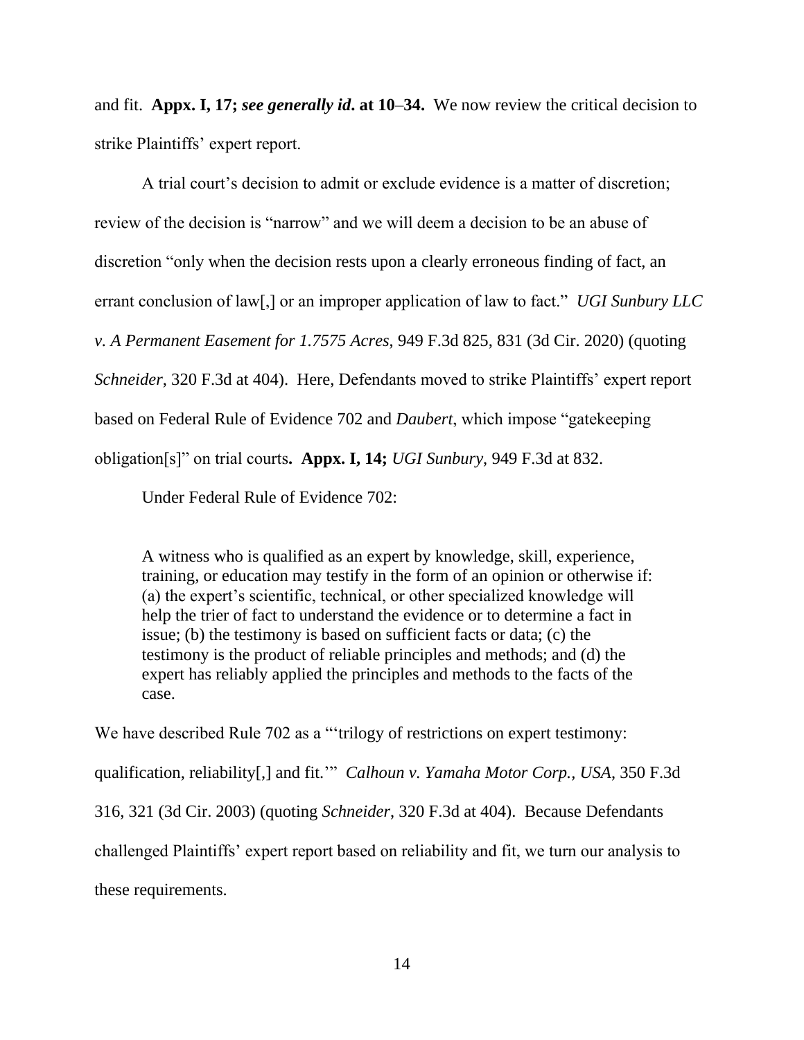and fit. **Appx. I, 17; *see generally id*. at 10–34.** We now review the critical decision to strike Plaintiffs' expert report.

A trial court's decision to admit or exclude evidence is a matter of discretion; review of the decision is "narrow" and we will deem a decision to be an abuse of discretion "only when the decision rests upon a clearly erroneous finding of fact, an errant conclusion of law[,] or an improper application of law to fact." *UGI Sunbury LLC v. A Permanent Easement for 1.7575 Acres*, 949 F.3d 825, 831 (3d Cir. 2020) (quoting *Schneider*, 320 F.3d at 404). Here, Defendants moved to strike Plaintiffs' expert report based on Federal Rule of Evidence 702 and *Daubert*, which impose "gatekeeping obligation[s]" on trial courts**. Appx. I, 14;** *UGI Sunbury*, 949 F.3d at 832.

Under Federal Rule of Evidence 702:

> A witness who is qualified as an expert by knowledge, skill, experience, training, or education may testify in the form of an opinion or otherwise if: (a) the expert's scientific, technical, or other specialized knowledge will help the trier of fact to understand the evidence or to determine a fact in issue; (b) the testimony is based on sufficient facts or data; (c) the testimony is the product of reliable principles and methods; and (d) the expert has reliably applied the principles and methods to the facts of the case.

We have described Rule 702 as a "'trilogy of restrictions on expert testimony: qualification, reliability[,] and fit.'" *Calhoun v. Yamaha Motor Corp., USA*, 350 F.3d 316, 321 (3d Cir. 2003) (quoting *Schneider*, 320 F.3d at 404). Because Defendants challenged Plaintiffs' expert report based on reliability and fit, we turn our analysis to these requirements.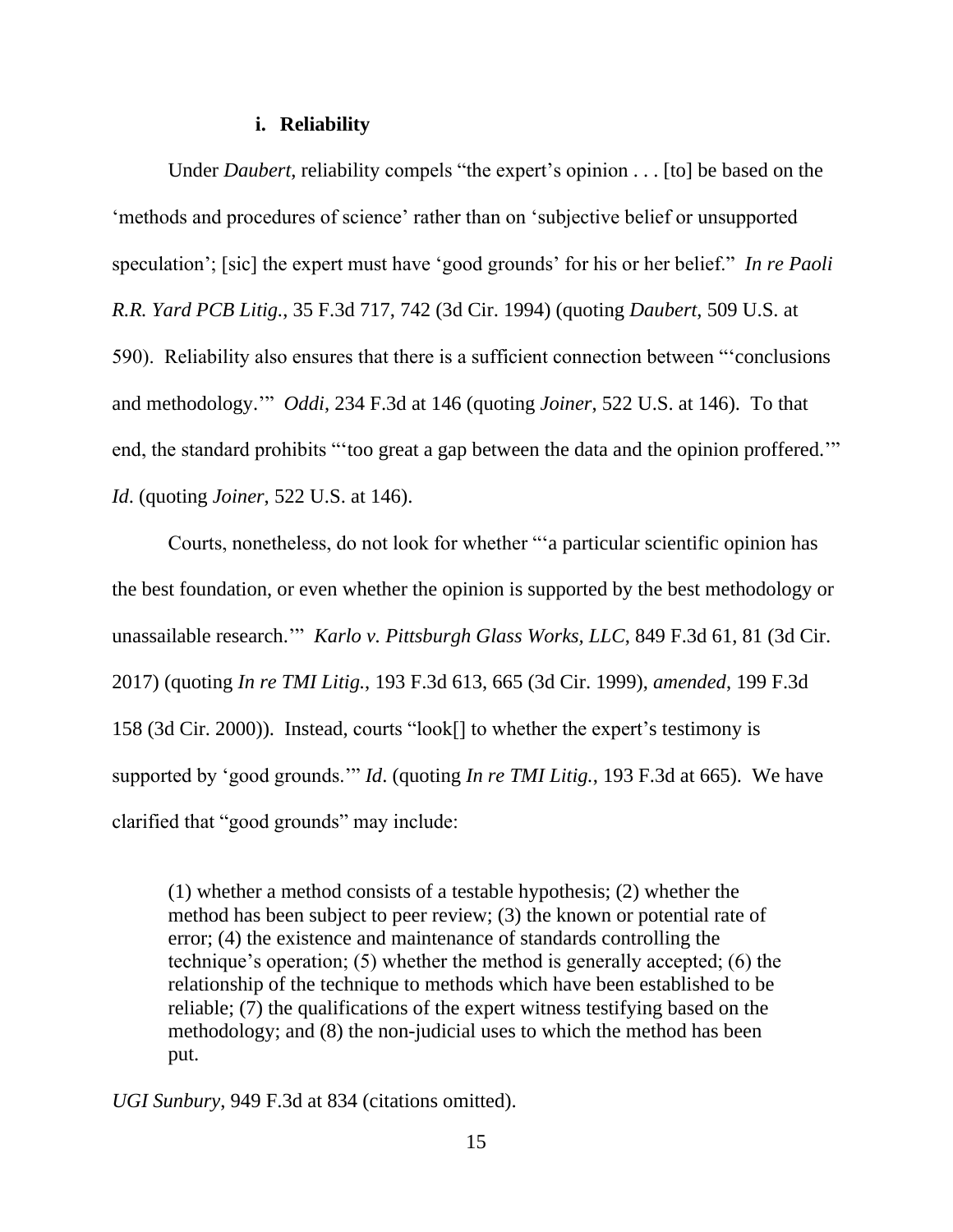#### i. Reliability

Under *Daubert*, reliability compels "the expert's opinion . . . [to] be based on the 'methods and procedures of science' rather than on 'subjective belief or unsupported speculation'; [sic] the expert must have 'good grounds' for his or her belief." *In re Paoli R.R. Yard PCB Litig.*, 35 F.3d 717, 742 (3d Cir. 1994) (quoting *Daubert*, 509 U.S. at 590). Reliability also ensures that there is a sufficient connection between "'conclusions and methodology.'" *Oddi*, 234 F.3d at 146 (quoting *Joiner*, 522 U.S. at 146). To that end, the standard prohibits "'too great a gap between the data and the opinion proffered.'" *Id*. (quoting *Joiner*, 522 U.S. at 146).

Courts, nonetheless, do not look for whether "'a particular scientific opinion has the best foundation, or even whether the opinion is supported by the best methodology or unassailable research.'" *Karlo v. Pittsburgh Glass Works, LLC*, 849 F.3d 61, 81 (3d Cir. 2017) (quoting *In re TMI Litig.*, 193 F.3d 613, 665 (3d Cir. 1999), *amended*, 199 F.3d 158 (3d Cir. 2000)). Instead, courts "look[] to whether the expert's testimony is supported by 'good grounds.'" *Id*. (quoting *In re TMI Litig.*, 193 F.3d at 665). We have clarified that "good grounds" may include:

> (1) whether a method consists of a testable hypothesis; (2) whether the method has been subject to peer review; (3) the known or potential rate of error; (4) the existence and maintenance of standards controlling the technique's operation; (5) whether the method is generally accepted; (6) the relationship of the technique to methods which have been established to be reliable; (7) the qualifications of the expert witness testifying based on the methodology; and (8) the non-judicial uses to which the method has been put.

*UGI Sunbury*, 949 F.3d at 834 (citations omitted).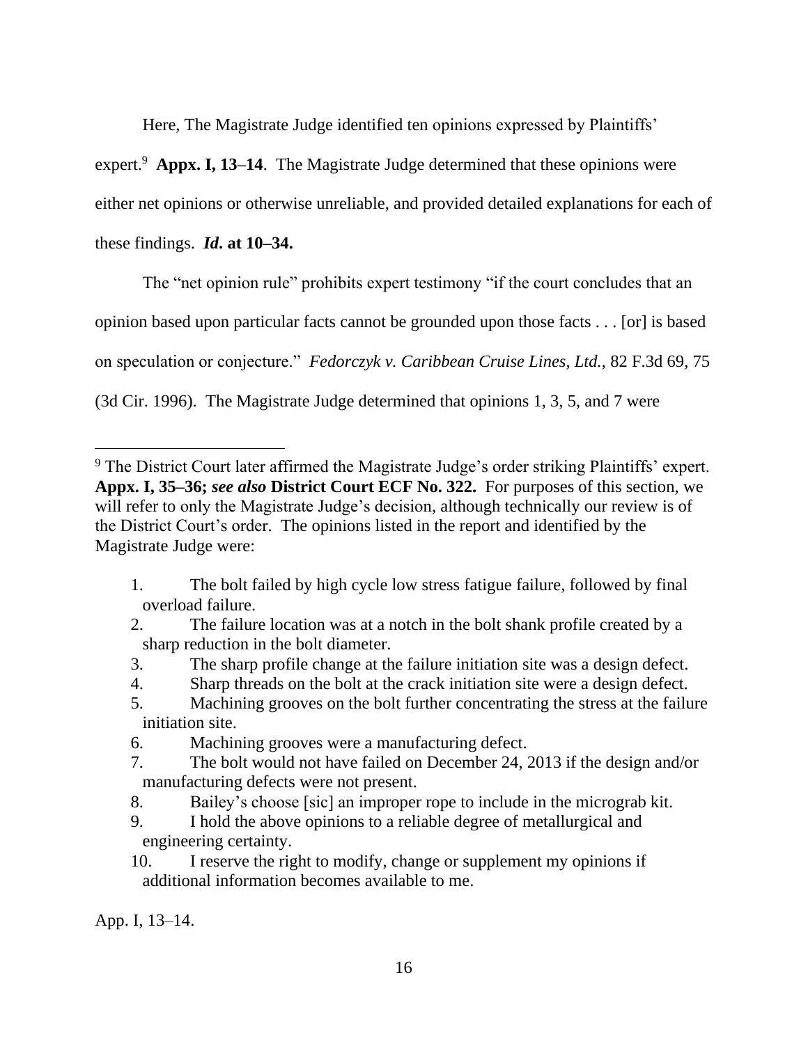Here, The Magistrate Judge identified ten opinions expressed by Plaintiffs' expert.[9] **Appx. I, 13–14**. The Magistrate Judge determined that these opinions were either net opinions or otherwise unreliable, and provided detailed explanations for each of these findings. ***Id*. at 10–34.**

The "net opinion rule" prohibits expert testimony "if the court concludes that an opinion based upon particular facts cannot be grounded upon those facts . . . [or] is based on speculation or conjecture." *Fedorczyk v. Caribbean Cruise Lines, Ltd.*, 82 F.3d 69, 75 (3d Cir. 1996). The Magistrate Judge determined that opinions 1, 3, 5, and 7 were

---

[9] The District Court later affirmed the Magistrate Judge's order striking Plaintiffs' expert. **Appx. I, 35–36; *see also* District Court ECF No. 322.** For purposes of this section, we will refer to only the Magistrate Judge's decision, although technically our review is of the District Court's order. The opinions listed in the report and identified by the Magistrate Judge were:

1. The bolt failed by high cycle low stress fatigue failure, followed by final overload failure.
2. The failure location was at a notch in the bolt shank profile created by a sharp reduction in the bolt diameter.
3. The sharp profile change at the failure initiation site was a design defect.
4. Sharp threads on the bolt at the crack initiation site were a design defect.
5. Machining grooves on the bolt further concentrating the stress at the failure initiation site.
6. Machining grooves were a manufacturing defect.
7. The bolt would not have failed on December 24, 2013 if the design and/or manufacturing defects were not present.
8. Bailey's choose [sic] an improper rope to include in the micrograb kit.
9. I hold the above opinions to a reliable degree of metallurgical and engineering certainty.
10. I reserve the right to modify, change or supplement my opinions if additional information becomes available to me.

App. I, 13–14.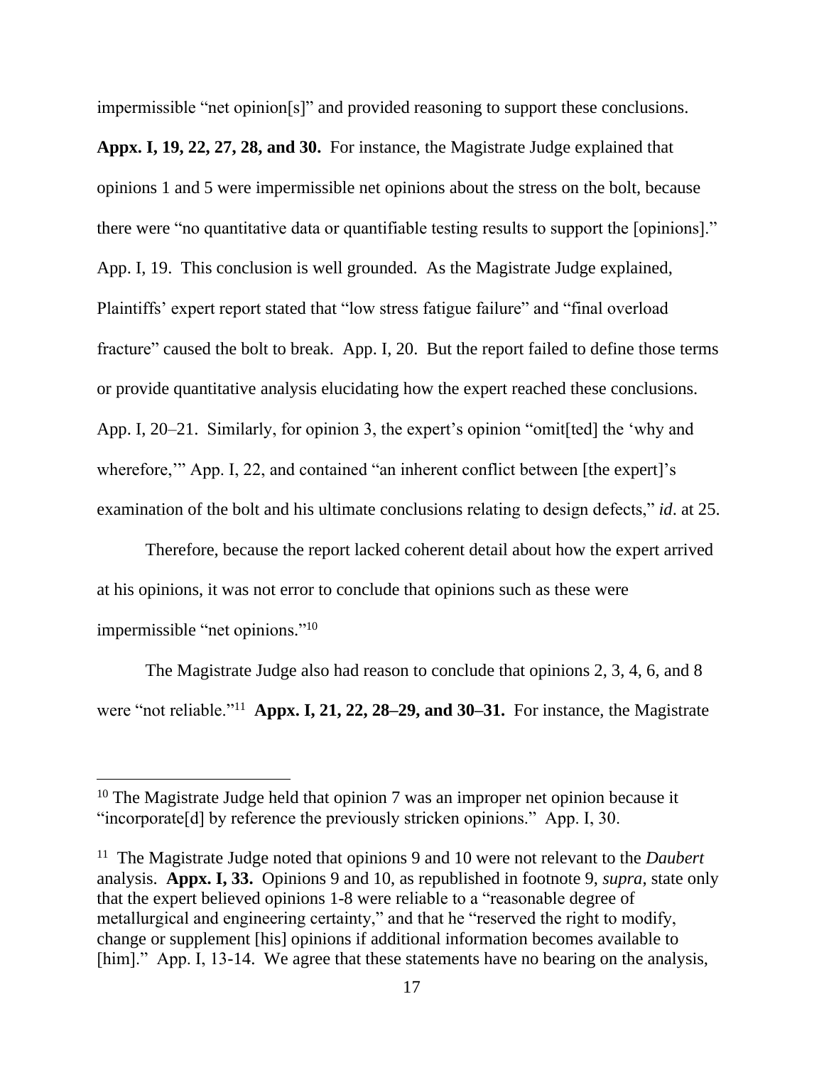impermissible "net opinion[s]" and provided reasoning to support these conclusions. **Appx. I, 19, 22, 27, 28, and 30.** For instance, the Magistrate Judge explained that opinions 1 and 5 were impermissible net opinions about the stress on the bolt, because there were "no quantitative data or quantifiable testing results to support the [opinions]." App. I, 19. This conclusion is well grounded. As the Magistrate Judge explained, Plaintiffs' expert report stated that "low stress fatigue failure" and "final overload fracture" caused the bolt to break. App. I, 20. But the report failed to define those terms or provide quantitative analysis elucidating how the expert reached these conclusions. App. I, 20–21. Similarly, for opinion 3, the expert's opinion "omit[ted] the 'why and wherefore,'" App. I, 22, and contained "an inherent conflict between [the expert]'s examination of the bolt and his ultimate conclusions relating to design defects," *id*. at 25.

Therefore, because the report lacked coherent detail about how the expert arrived at his opinions, it was not error to conclude that opinions such as these were impermissible "net opinions."[10]

The Magistrate Judge also had reason to conclude that opinions 2, 3, 4, 6, and 8 were "not reliable."[11] **Appx. I, 21, 22, 28–29, and 30–31.** For instance, the Magistrate

---

[10] The Magistrate Judge held that opinion 7 was an improper net opinion because it "incorporate[d] by reference the previously stricken opinions." App. I, 30.

[11] The Magistrate Judge noted that opinions 9 and 10 were not relevant to the *Daubert* analysis. **Appx. I, 33.** Opinions 9 and 10, as republished in footnote 9, *supra*, state only that the expert believed opinions 1-8 were reliable to a "reasonable degree of metallurgical and engineering certainty," and that he "reserved the right to modify, change or supplement [his] opinions if additional information becomes available to [him]." App. I, 13-14. We agree that these statements have no bearing on the analysis,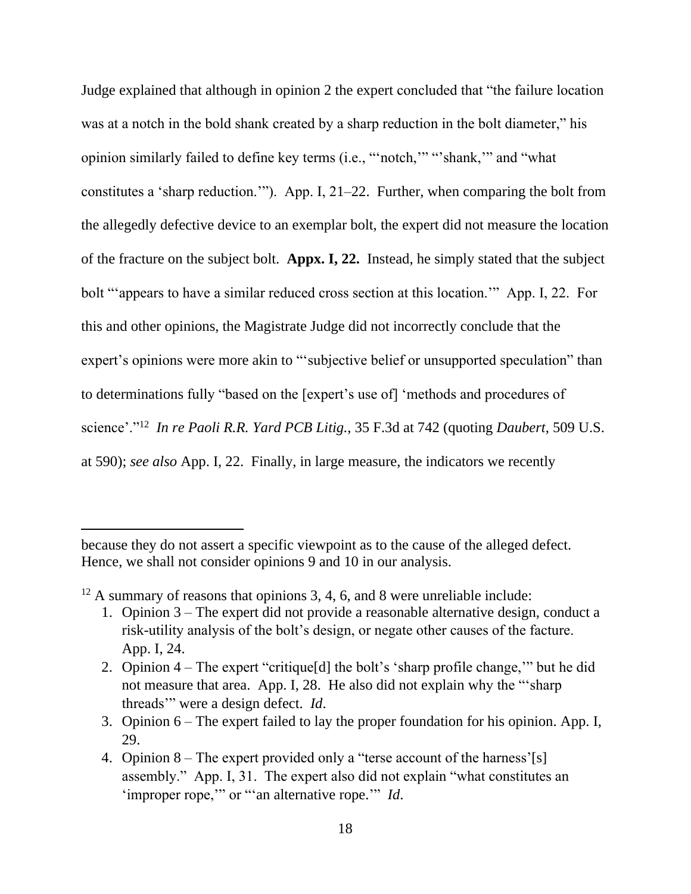Judge explained that although in opinion 2 the expert concluded that "the failure location was at a notch in the bold shank created by a sharp reduction in the bolt diameter," his opinion similarly failed to define key terms (i.e., "'notch,'" "'shank,'" and "what constitutes a 'sharp reduction.'"). App. I, 21–22. Further, when comparing the bolt from the allegedly defective device to an exemplar bolt, the expert did not measure the location of the fracture on the subject bolt. **Appx. I, 22.** Instead, he simply stated that the subject bolt "'appears to have a similar reduced cross section at this location.'" App. I, 22. For this and other opinions, the Magistrate Judge did not incorrectly conclude that the expert's opinions were more akin to "'subjective belief or unsupported speculation" than to determinations fully "based on the [expert's use of] 'methods and procedures of science'."[12] *In re Paoli R.R. Yard PCB Litig.*, 35 F.3d at 742 (quoting *Daubert*, 509 U.S. at 590); *see also* App. I, 22. Finally, in large measure, the indicators we recently

---

because they do not assert a specific viewpoint as to the cause of the alleged defect. Hence, we shall not consider opinions 9 and 10 in our analysis.

[12] A summary of reasons that opinions 3, 4, 6, and 8 were unreliable include:

1. Opinion 3 – The expert did not provide a reasonable alternative design, conduct a risk-utility analysis of the bolt's design, or negate other causes of the facture. App. I, 24.
2. Opinion 4 – The expert "critique[d] the bolt's 'sharp profile change,'" but he did not measure that area. App. I, 28. He also did not explain why the "'sharp threads'" were a design defect. *Id*.
3. Opinion 6 – The expert failed to lay the proper foundation for his opinion. App. I, 29.
4. Opinion 8 – The expert provided only a "terse account of the harness'[s] assembly." App. I, 31. The expert also did not explain "what constitutes an 'improper rope,'" or "'an alternative rope.'" *Id*.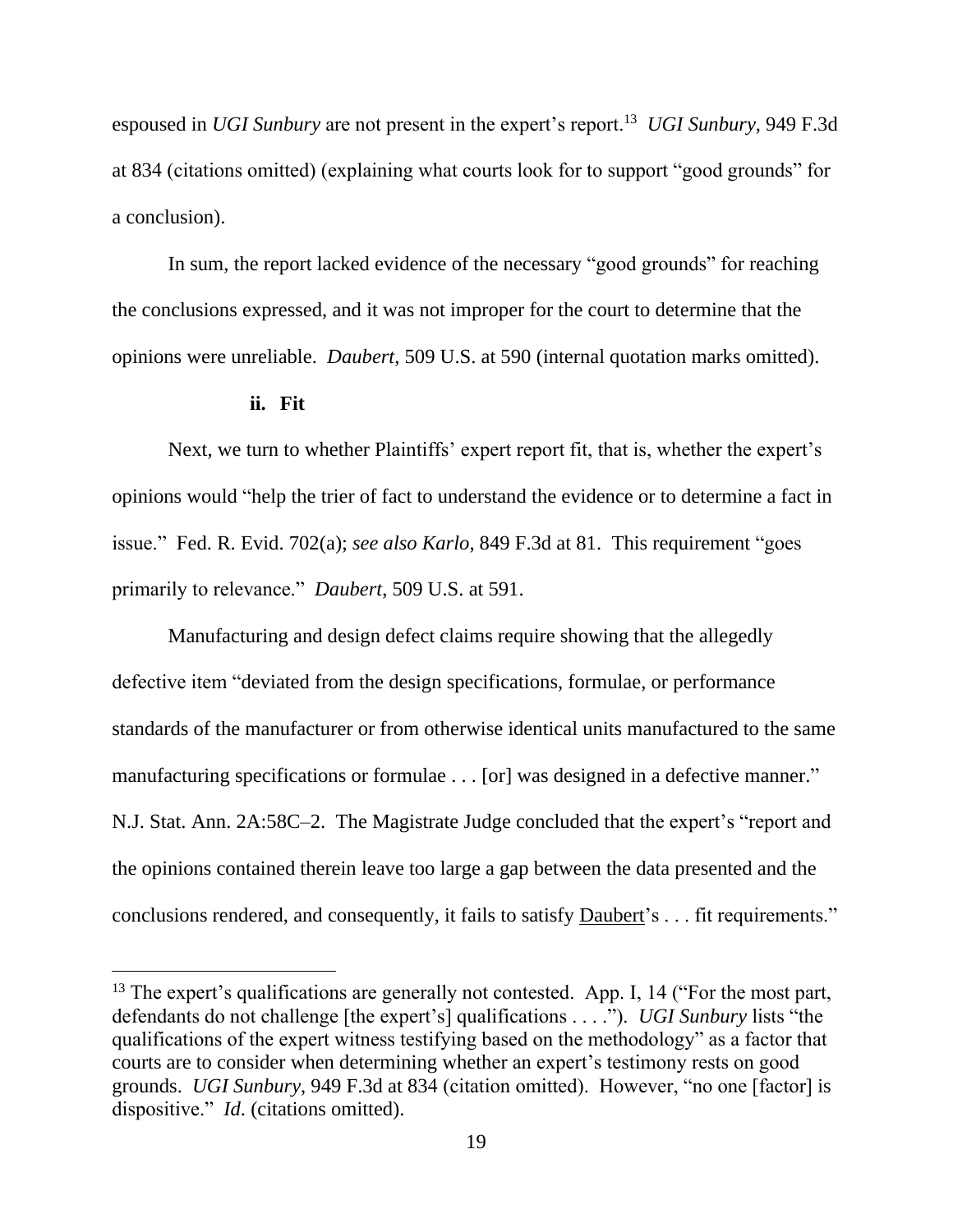espoused in *UGI Sunbury* are not present in the expert's report.[13] *UGI Sunbury*, 949 F.3d at 834 (citations omitted) (explaining what courts look for to support "good grounds" for a conclusion).

In sum, the report lacked evidence of the necessary "good grounds" for reaching the conclusions expressed, and it was not improper for the court to determine that the opinions were unreliable. *Daubert*, 509 U.S. at 590 (internal quotation marks omitted).

### ii. Fit

Next, we turn to whether Plaintiffs' expert report fit, that is, whether the expert's opinions would "help the trier of fact to understand the evidence or to determine a fact in issue." Fed. R. Evid. 702(a); *see also Karlo*, 849 F.3d at 81. This requirement "goes primarily to relevance." *Daubert*, 509 U.S. at 591.

Manufacturing and design defect claims require showing that the allegedly defective item "deviated from the design specifications, formulae, or performance standards of the manufacturer or from otherwise identical units manufactured to the same manufacturing specifications or formulae . . . [or] was designed in a defective manner." N.J. Stat. Ann. 2A:58C–2. The Magistrate Judge concluded that the expert's "report and the opinions contained therein leave too large a gap between the data presented and the conclusions rendered, and consequently, it fails to satisfy Daubert's . . . fit requirements."

[13] The expert's qualifications are generally not contested. App. I, 14 ("For the most part, defendants do not challenge [the expert's] qualifications . . . ."). *UGI Sunbury* lists "the qualifications of the expert witness testifying based on the methodology" as a factor that courts are to consider when determining whether an expert's testimony rests on good grounds. *UGI Sunbury*, 949 F.3d at 834 (citation omitted). However, "no one [factor] is dispositive." *Id.* (citations omitted).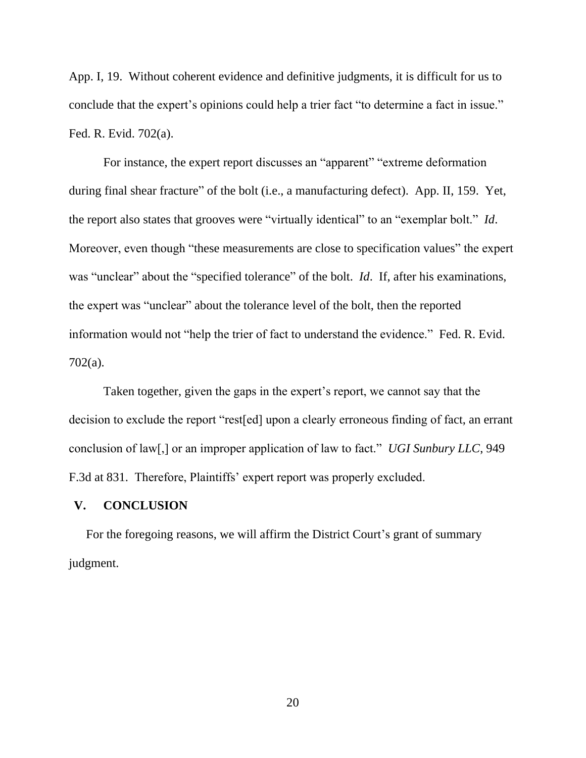App. I, 19. Without coherent evidence and definitive judgments, it is difficult for us to conclude that the expert's opinions could help a trier fact "to determine a fact in issue." Fed. R. Evid. 702(a).

For instance, the expert report discusses an "apparent" "extreme deformation during final shear fracture" of the bolt (i.e., a manufacturing defect). App. II, 159. Yet, the report also states that grooves were "virtually identical" to an "exemplar bolt." *Id*. Moreover, even though "these measurements are close to specification values" the expert was "unclear" about the "specified tolerance" of the bolt. *Id*. If, after his examinations, the expert was "unclear" about the tolerance level of the bolt, then the reported information would not "help the trier of fact to understand the evidence." Fed. R. Evid. 702(a).

Taken together, given the gaps in the expert's report, we cannot say that the decision to exclude the report "rest[ed] upon a clearly erroneous finding of fact, an errant conclusion of law[,] or an improper application of law to fact." *UGI Sunbury LLC*, 949 F.3d at 831. Therefore, Plaintiffs' expert report was properly excluded.

## V. CONCLUSION

For the foregoing reasons, we will affirm the District Court's grant of summary judgment.